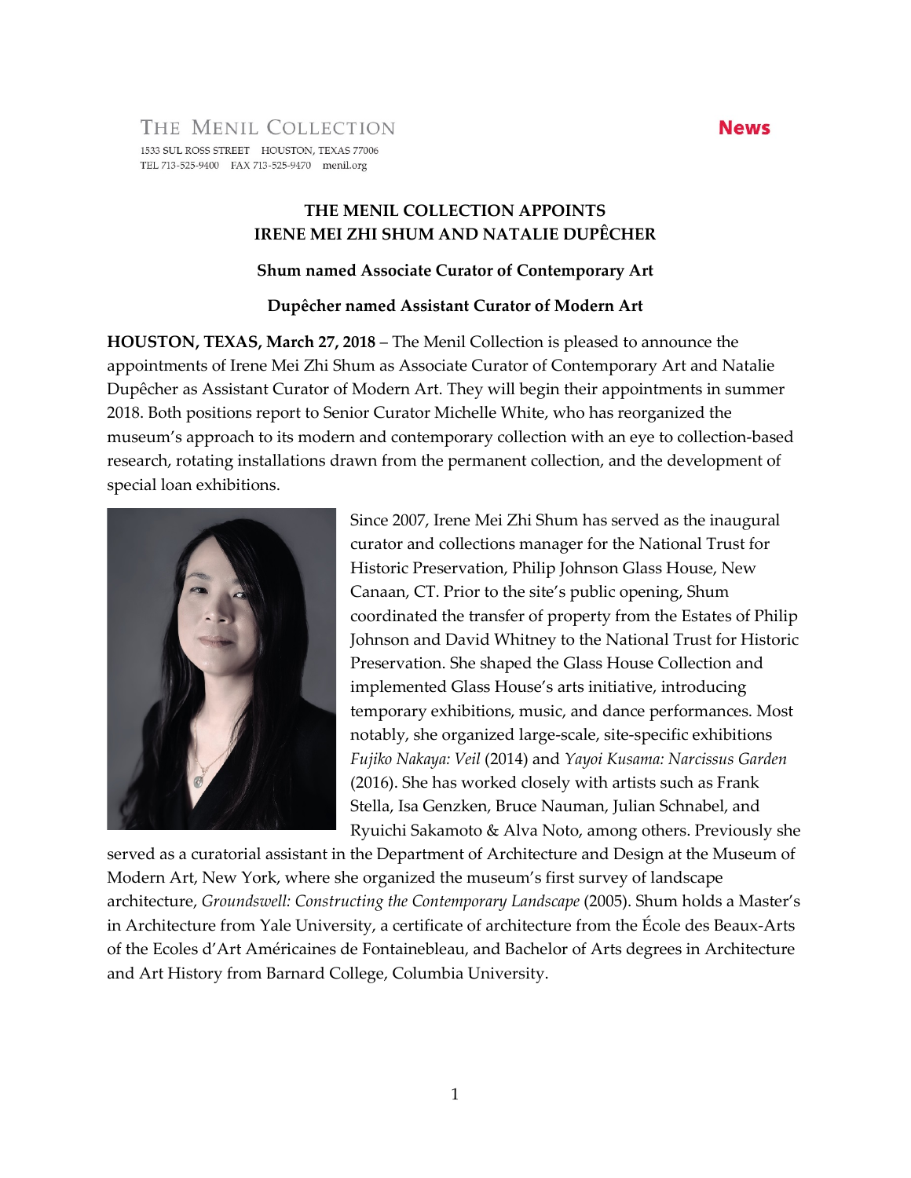THE MENIL COLLECTION

1533 SUL ROSS STREET HOUSTON, TEXAS 77006
TEL 713-525-9400 FAX 713-525-9470 menil.org

**News**

# THE MENIL COLLECTION APPOINTS IRENE MEI ZHI SHUM AND NATALIE DUPÊCHER

### Shum named Associate Curator of Contemporary Art

### Dupêcher named Assistant Curator of Modern Art

**HOUSTON, TEXAS, March 27, 2018** – The Menil Collection is pleased to announce the appointments of Irene Mei Zhi Shum as Associate Curator of Contemporary Art and Natalie Dupêcher as Assistant Curator of Modern Art. They will begin their appointments in summer 2018. Both positions report to Senior Curator Michelle White, who has reorganized the museum's approach to its modern and contemporary collection with an eye to collection-based research, rotating installations drawn from the permanent collection, and the development of special loan exhibitions.

Since 2007, Irene Mei Zhi Shum has served as the inaugural curator and collections manager for the National Trust for Historic Preservation, Philip Johnson Glass House, New Canaan, CT. Prior to the site's public opening, Shum coordinated the transfer of property from the Estates of Philip Johnson and David Whitney to the National Trust for Historic Preservation. She shaped the Glass House Collection and implemented Glass House's arts initiative, introducing temporary exhibitions, music, and dance performances. Most notably, she organized large-scale, site-specific exhibitions *Fujiko Nakaya: Veil* (2014) and *Yayoi Kusama: Narcissus Garden* (2016). She has worked closely with artists such as Frank Stella, Isa Genzken, Bruce Nauman, Julian Schnabel, and Ryuichi Sakamoto & Alva Noto, among others. Previously she served as a curatorial assistant in the Department of Architecture and Design at the Museum of Modern Art, New York, where she organized the museum's first survey of landscape architecture, *Groundswell: Constructing the Contemporary Landscape* (2005). Shum holds a Master's in Architecture from Yale University, a certificate of architecture from the École des Beaux-Arts of the Ecoles d'Art Américaines de Fontainebleau, and Bachelor of Arts degrees in Architecture and Art History from Barnard College, Columbia University.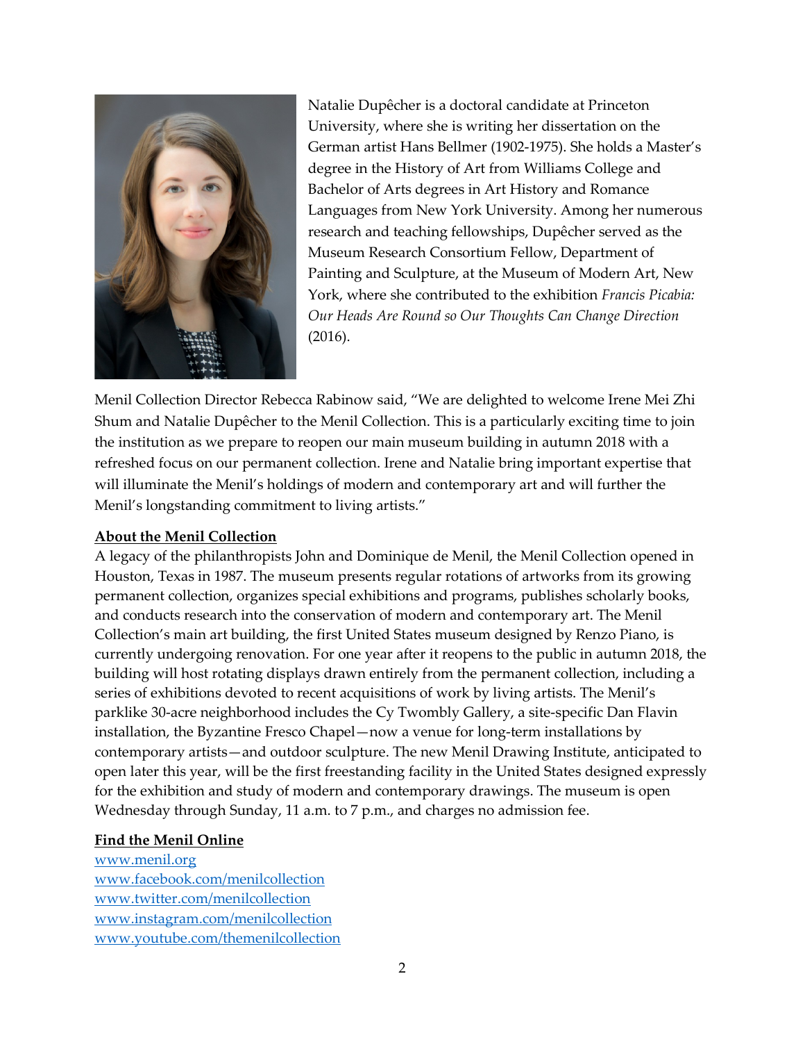Natalie Dupêcher is a doctoral candidate at Princeton University, where she is writing her dissertation on the German artist Hans Bellmer (1902-1975). She holds a Master's degree in the History of Art from Williams College and Bachelor of Arts degrees in Art History and Romance Languages from New York University. Among her numerous research and teaching fellowships, Dupêcher served as the Museum Research Consortium Fellow, Department of Painting and Sculpture, at the Museum of Modern Art, New York, where she contributed to the exhibition *Francis Picabia: Our Heads Are Round so Our Thoughts Can Change Direction* (2016).

Menil Collection Director Rebecca Rabinow said, "We are delighted to welcome Irene Mei Zhi Shum and Natalie Dupêcher to the Menil Collection. This is a particularly exciting time to join the institution as we prepare to reopen our main museum building in autumn 2018 with a refreshed focus on our permanent collection. Irene and Natalie bring important expertise that will illuminate the Menil's holdings of modern and contemporary art and will further the Menil's longstanding commitment to living artists."

**About the Menil Collection**

A legacy of the philanthropists John and Dominique de Menil, the Menil Collection opened in Houston, Texas in 1987. The museum presents regular rotations of artworks from its growing permanent collection, organizes special exhibitions and programs, publishes scholarly books, and conducts research into the conservation of modern and contemporary art. The Menil Collection's main art building, the first United States museum designed by Renzo Piano, is currently undergoing renovation. For one year after it reopens to the public in autumn 2018, the building will host rotating displays drawn entirely from the permanent collection, including a series of exhibitions devoted to recent acquisitions of work by living artists. The Menil's parklike 30-acre neighborhood includes the Cy Twombly Gallery, a site-specific Dan Flavin installation, the Byzantine Fresco Chapel—now a venue for long-term installations by contemporary artists—and outdoor sculpture. The new Menil Drawing Institute, anticipated to open later this year, will be the first freestanding facility in the United States designed expressly for the exhibition and study of modern and contemporary drawings. The museum is open Wednesday through Sunday, 11 a.m. to 7 p.m., and charges no admission fee.

**Find the Menil Online**

www.menil.org
www.facebook.com/menilcollection
www.twitter.com/menilcollection
www.instagram.com/menilcollection
www.youtube.com/themenilcollection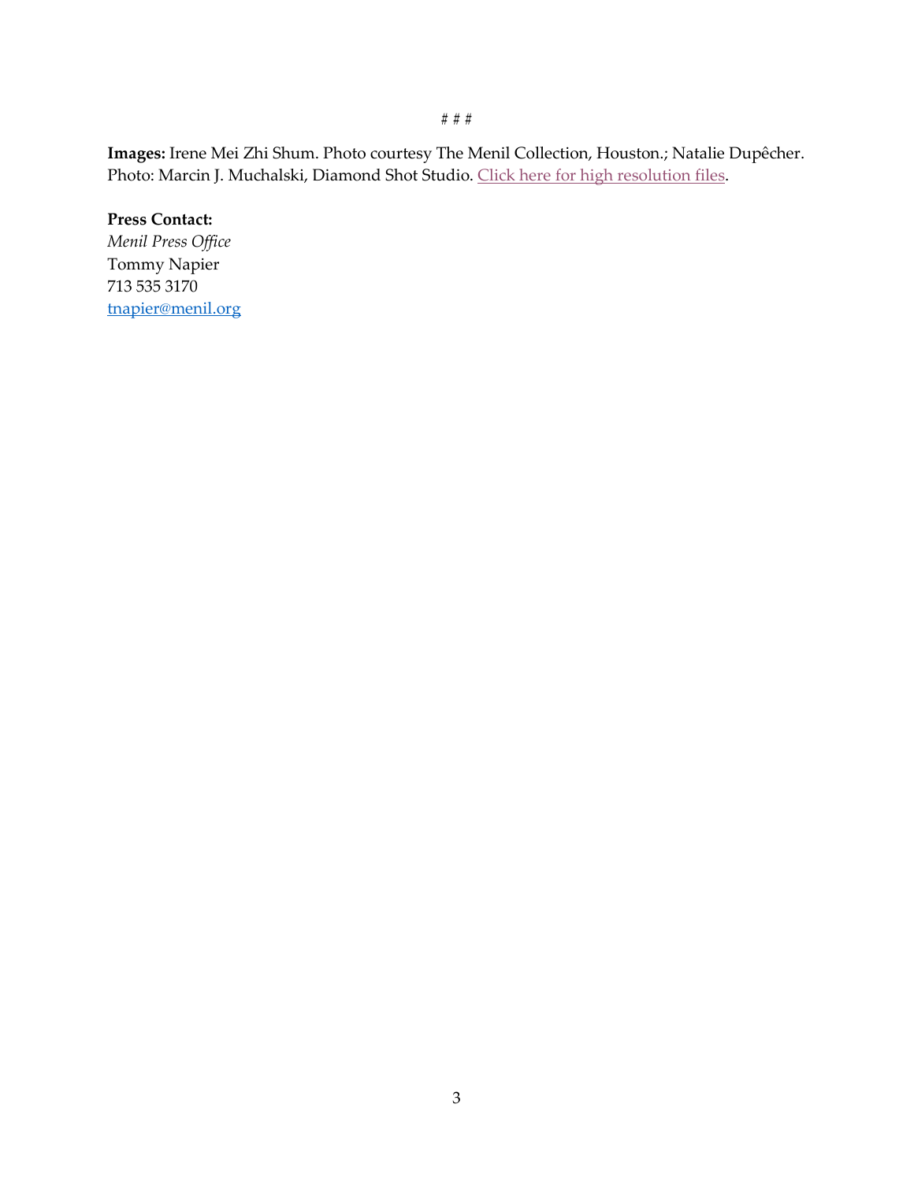# # #

**Images:** Irene Mei Zhi Shum. Photo courtesy The Menil Collection, Houston.; Natalie Dupêcher. Photo: Marcin J. Muchalski, Diamond Shot Studio. Click here for high resolution files.

**Press Contact:**
*Menil Press Office*
Tommy Napier
713 535 3170
tnapier@menil.org